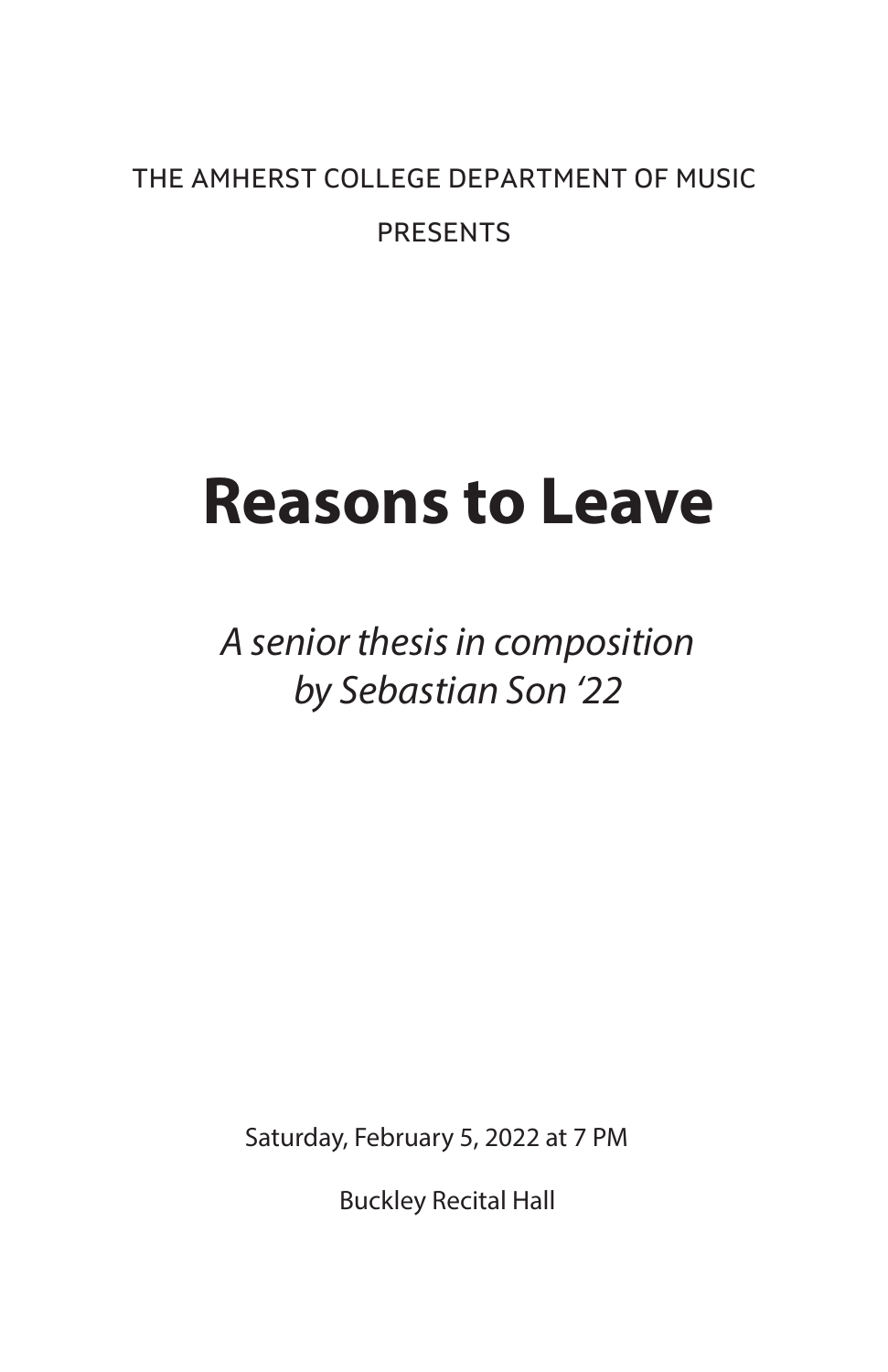THE AMHERST COLLEGE DEPARTMENT OF MUSIC

PRESENTS

# Reasons to Leave

*A senior thesis in composition*
*by Sebastian Son '22*

Saturday, February 5, 2022 at 7 PM

Buckley Recital Hall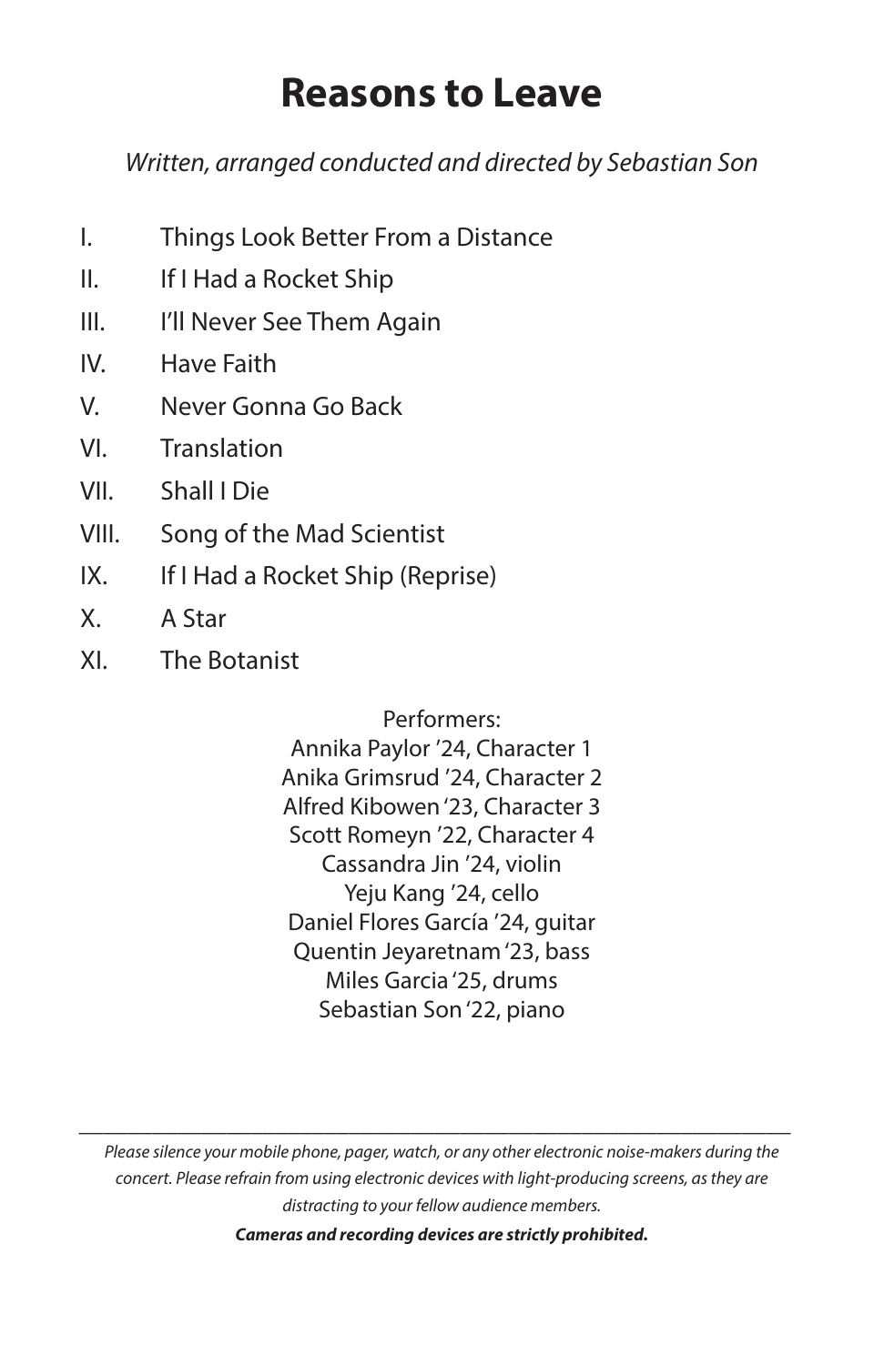# Reasons to Leave

*Written, arranged conducted and directed by Sebastian Son*

I. Things Look Better From a Distance
II. If I Had a Rocket Ship
III. I'll Never See Them Again
IV. Have Faith
V. Never Gonna Go Back
VI. Translation
VII. Shall I Die
VIII. Song of the Mad Scientist
IX. If I Had a Rocket Ship (Reprise)
X. A Star
XI. The Botanist

Performers:
Annika Paylor '24, Character 1
Anika Grimsrud '24, Character 2
Alfred Kibowen '23, Character 3
Scott Romeyn '22, Character 4
Cassandra Jin '24, violin
Yeju Kang '24, cello
Daniel Flores García '24, guitar
Quentin Jeyaretnam '23, bass
Miles Garcia '25, drums
Sebastian Son '22, piano

---

*Please silence your mobile phone, pager, watch, or any other electronic noise-makers during the concert. Please refrain from using electronic devices with light-producing screens, as they are distracting to your fellow audience members.*

***Cameras and recording devices are strictly prohibited.***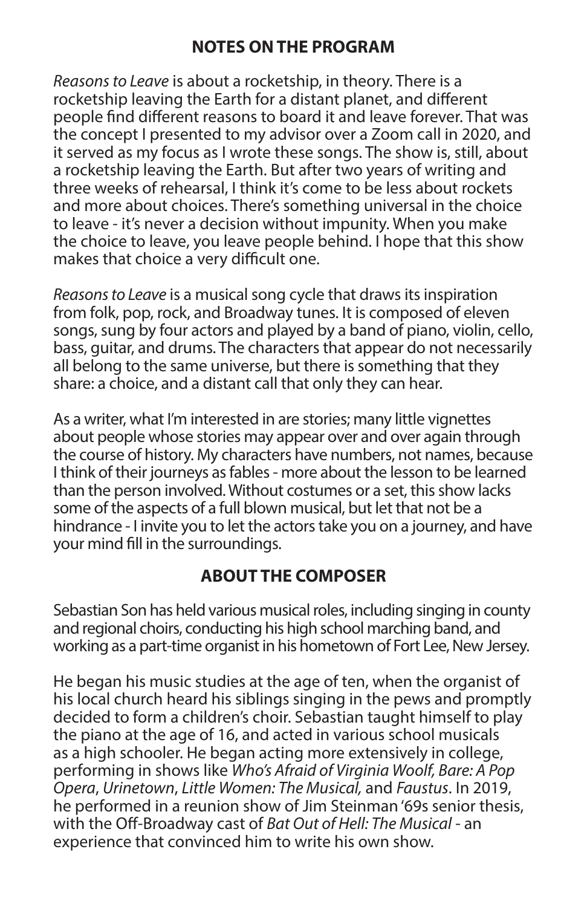## NOTES ON THE PROGRAM

*Reasons to Leave* is about a rocketship, in theory. There is a rocketship leaving the Earth for a distant planet, and different people find different reasons to board it and leave forever. That was the concept I presented to my advisor over a Zoom call in 2020, and it served as my focus as I wrote these songs. The show is, still, about a rocketship leaving the Earth. But after two years of writing and three weeks of rehearsal, I think it's come to be less about rockets and more about choices. There's something universal in the choice to leave - it's never a decision without impunity. When you make the choice to leave, you leave people behind. I hope that this show makes that choice a very difficult one.

*Reasons to Leave* is a musical song cycle that draws its inspiration from folk, pop, rock, and Broadway tunes. It is composed of eleven songs, sung by four actors and played by a band of piano, violin, cello, bass, guitar, and drums. The characters that appear do not necessarily all belong to the same universe, but there is something that they share: a choice, and a distant call that only they can hear.

As a writer, what I'm interested in are stories; many little vignettes about people whose stories may appear over and over again through the course of history. My characters have numbers, not names, because I think of their journeys as fables - more about the lesson to be learned than the person involved. Without costumes or a set, this show lacks some of the aspects of a full blown musical, but let that not be a hindrance - I invite you to let the actors take you on a journey, and have your mind fill in the surroundings.

## ABOUT THE COMPOSER

Sebastian Son has held various musical roles, including singing in county and regional choirs, conducting his high school marching band, and working as a part-time organist in his hometown of Fort Lee, New Jersey.

He began his music studies at the age of ten, when the organist of his local church heard his siblings singing in the pews and promptly decided to form a children's choir. Sebastian taught himself to play the piano at the age of 16, and acted in various school musicals as a high schooler. He began acting more extensively in college, performing in shows like *Who's Afraid of Virginia Woolf, Bare: A Pop Opera*, *Urinetown*, *Little Women: The Musical,* and *Faustus*. In 2019, he performed in a reunion show of Jim Steinman '69s senior thesis, with the Off-Broadway cast of *Bat Out of Hell: The Musical* - an experience that convinced him to write his own show.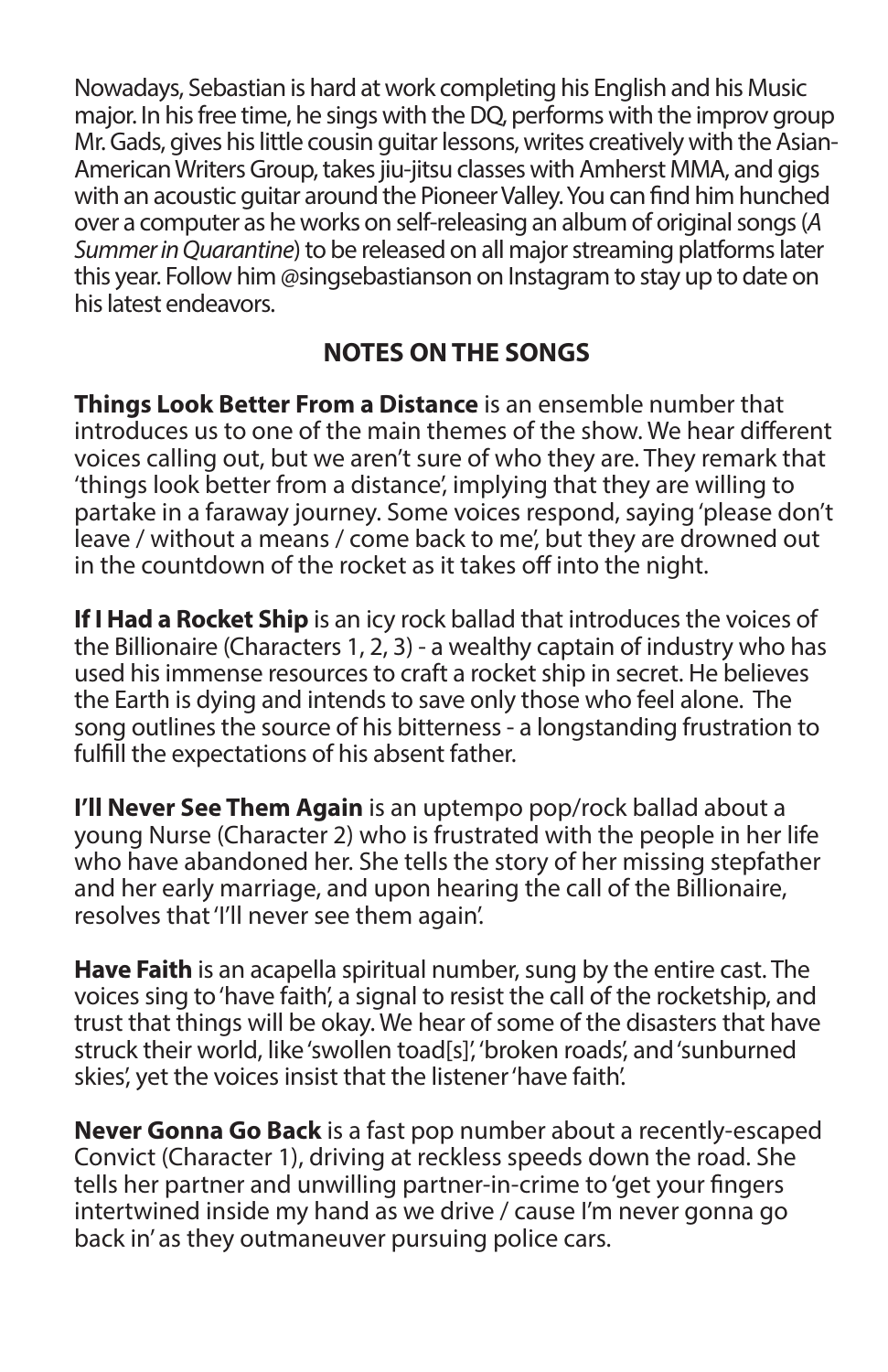Nowadays, Sebastian is hard at work completing his English and his Music major. In his free time, he sings with the DQ, performs with the improv group Mr. Gads, gives his little cousin guitar lessons, writes creatively with the Asian-American Writers Group, takes jiu-jitsu classes with Amherst MMA, and gigs with an acoustic guitar around the Pioneer Valley. You can find him hunched over a computer as he works on self-releasing an album of original songs (*A Summer in Quarantine*) to be released on all major streaming platforms later this year. Follow him @singsebastianson on Instagram to stay up to date on his latest endeavors.

## NOTES ON THE SONGS

**Things Look Better From a Distance** is an ensemble number that introduces us to one of the main themes of the show. We hear different voices calling out, but we aren't sure of who they are. They remark that 'things look better from a distance', implying that they are willing to partake in a faraway journey. Some voices respond, saying 'please don't leave / without a means / come back to me', but they are drowned out in the countdown of the rocket as it takes off into the night.

**If I Had a Rocket Ship** is an icy rock ballad that introduces the voices of the Billionaire (Characters 1, 2, 3) - a wealthy captain of industry who has used his immense resources to craft a rocket ship in secret. He believes the Earth is dying and intends to save only those who feel alone. The song outlines the source of his bitterness - a longstanding frustration to fulfill the expectations of his absent father.

**I'll Never See Them Again** is an uptempo pop/rock ballad about a young Nurse (Character 2) who is frustrated with the people in her life who have abandoned her. She tells the story of her missing stepfather and her early marriage, and upon hearing the call of the Billionaire, resolves that 'I'll never see them again'.

**Have Faith** is an acapella spiritual number, sung by the entire cast. The voices sing to 'have faith', a signal to resist the call of the rocketship, and trust that things will be okay. We hear of some of the disasters that have struck their world, like 'swollen toad[s]', 'broken roads', and 'sunburned skies', yet the voices insist that the listener 'have faith'.

**Never Gonna Go Back** is a fast pop number about a recently-escaped Convict (Character 1), driving at reckless speeds down the road. She tells her partner and unwilling partner-in-crime to 'get your fingers intertwined inside my hand as we drive / cause I'm never gonna go back in' as they outmaneuver pursuing police cars.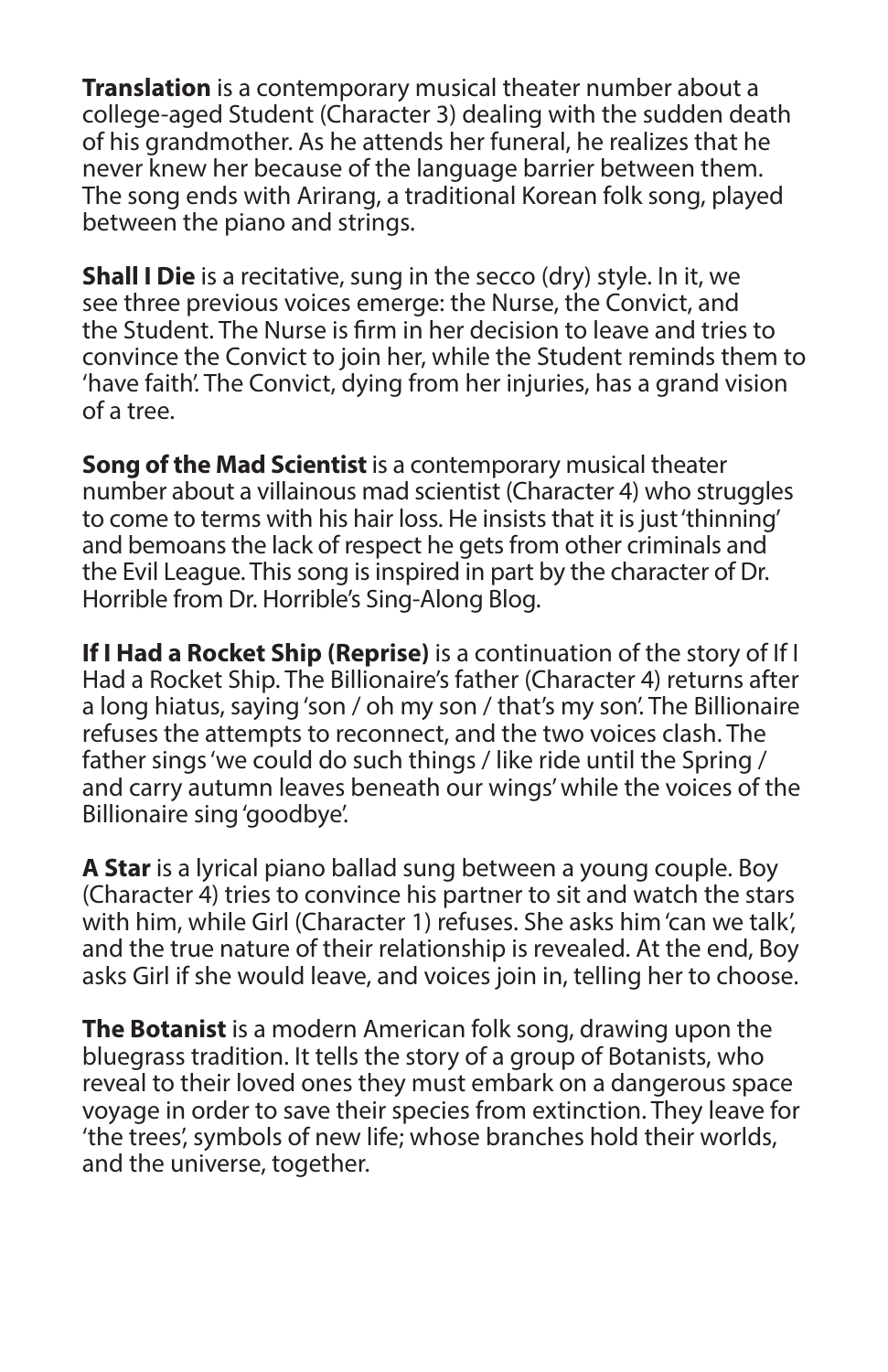**Translation** is a contemporary musical theater number about a college-aged Student (Character 3) dealing with the sudden death of his grandmother. As he attends her funeral, he realizes that he never knew her because of the language barrier between them. The song ends with Arirang, a traditional Korean folk song, played between the piano and strings.

**Shall I Die** is a recitative, sung in the secco (dry) style. In it, we see three previous voices emerge: the Nurse, the Convict, and the Student. The Nurse is firm in her decision to leave and tries to convince the Convict to join her, while the Student reminds them to 'have faith'. The Convict, dying from her injuries, has a grand vision of a tree.

**Song of the Mad Scientist** is a contemporary musical theater number about a villainous mad scientist (Character 4) who struggles to come to terms with his hair loss. He insists that it is just 'thinning' and bemoans the lack of respect he gets from other criminals and the Evil League. This song is inspired in part by the character of Dr. Horrible from Dr. Horrible's Sing-Along Blog.

**If I Had a Rocket Ship (Reprise)** is a continuation of the story of If I Had a Rocket Ship. The Billionaire's father (Character 4) returns after a long hiatus, saying 'son / oh my son / that's my son'. The Billionaire refuses the attempts to reconnect, and the two voices clash. The father sings 'we could do such things / like ride until the Spring / and carry autumn leaves beneath our wings' while the voices of the Billionaire sing 'goodbye'.

**A Star** is a lyrical piano ballad sung between a young couple. Boy (Character 4) tries to convince his partner to sit and watch the stars with him, while Girl (Character 1) refuses. She asks him 'can we talk', and the true nature of their relationship is revealed. At the end, Boy asks Girl if she would leave, and voices join in, telling her to choose.

**The Botanist** is a modern American folk song, drawing upon the bluegrass tradition. It tells the story of a group of Botanists, who reveal to their loved ones they must embark on a dangerous space voyage in order to save their species from extinction. They leave for 'the trees', symbols of new life; whose branches hold their worlds, and the universe, together.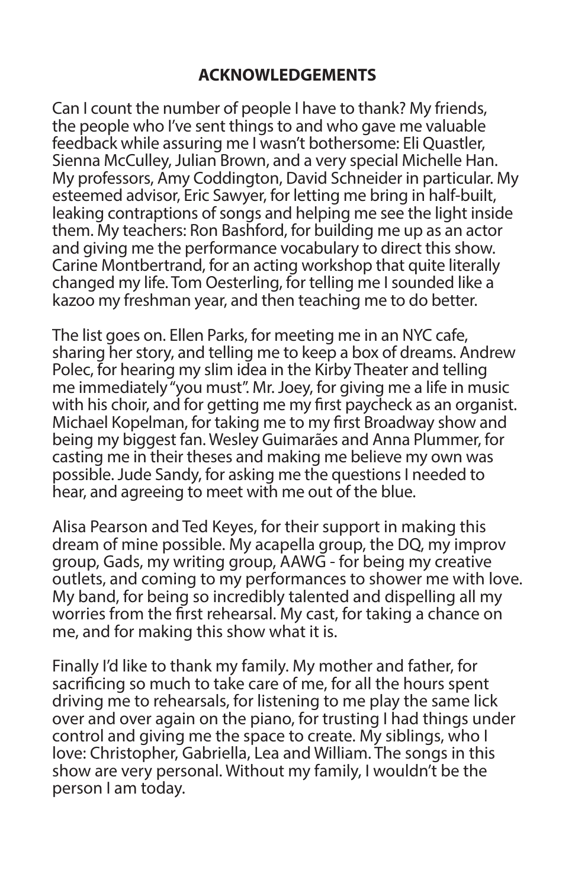## ACKNOWLEDGEMENTS

Can I count the number of people I have to thank? My friends, the people who I've sent things to and who gave me valuable feedback while assuring me I wasn't bothersome: Eli Quastler, Sienna McCulley, Julian Brown, and a very special Michelle Han. My professors, Amy Coddington, David Schneider in particular. My esteemed advisor, Eric Sawyer, for letting me bring in half-built, leaking contraptions of songs and helping me see the light inside them. My teachers: Ron Bashford, for building me up as an actor and giving me the performance vocabulary to direct this show. Carine Montbertrand, for an acting workshop that quite literally changed my life. Tom Oesterling, for telling me I sounded like a kazoo my freshman year, and then teaching me to do better.

The list goes on. Ellen Parks, for meeting me in an NYC cafe, sharing her story, and telling me to keep a box of dreams. Andrew Polec, for hearing my slim idea in the Kirby Theater and telling me immediately "you must". Mr. Joey, for giving me a life in music with his choir, and for getting me my first paycheck as an organist. Michael Kopelman, for taking me to my first Broadway show and being my biggest fan. Wesley Guimarães and Anna Plummer, for casting me in their theses and making me believe my own was possible. Jude Sandy, for asking me the questions I needed to hear, and agreeing to meet with me out of the blue.

Alisa Pearson and Ted Keyes, for their support in making this dream of mine possible. My acapella group, the DQ, my improv group, Gads, my writing group, AAWG - for being my creative outlets, and coming to my performances to shower me with love. My band, for being so incredibly talented and dispelling all my worries from the first rehearsal. My cast, for taking a chance on me, and for making this show what it is.

Finally I'd like to thank my family. My mother and father, for sacrificing so much to take care of me, for all the hours spent driving me to rehearsals, for listening to me play the same lick over and over again on the piano, for trusting I had things under control and giving me the space to create. My siblings, who I love: Christopher, Gabriella, Lea and William. The songs in this show are very personal. Without my family, I wouldn't be the person I am today.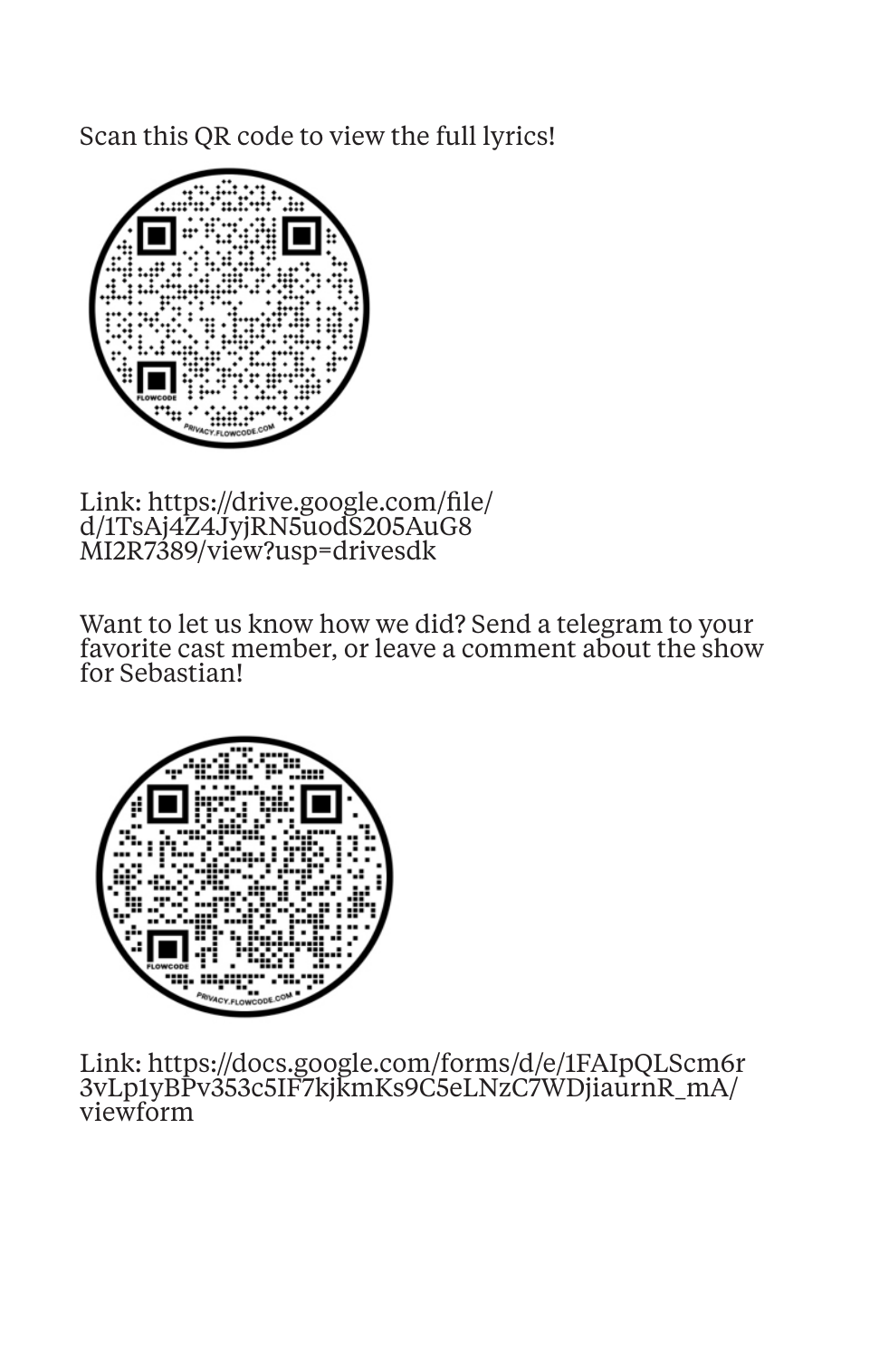Scan this QR code to view the full lyrics!

Link: https://drive.google.com/file/d/1TsAj4Z4JyjRN5uodS205AuG8MI2R7389/view?usp=drivesdk

Want to let us know how we did? Send a telegram to your favorite cast member, or leave a comment about the show for Sebastian!

Link: https://docs.google.com/forms/d/e/1FAIpQLScm6r3vLp1yBPv353c5IF7kjkmKs9C5eLNzC7WDjiaurnR_mA/viewform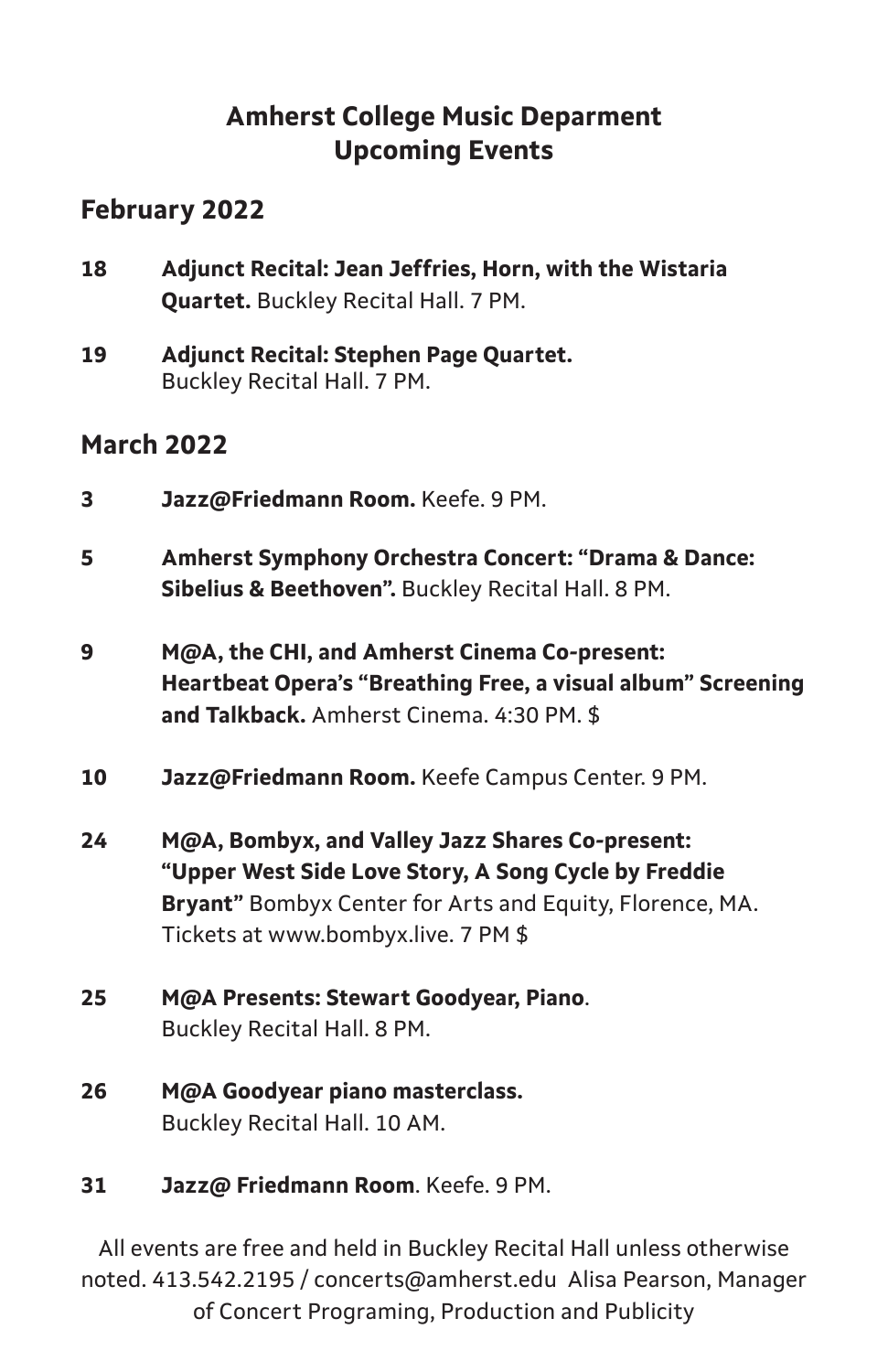# Amherst College Music Deparment
# Upcoming Events

## February 2022

**18** **Adjunct Recital: Jean Jeffries, Horn, with the Wistaria Quartet.** Buckley Recital Hall. 7 PM.

**19** **Adjunct Recital: Stephen Page Quartet.** Buckley Recital Hall. 7 PM.

## March 2022

**3** **Jazz@Friedmann Room.** Keefe. 9 PM.

**5** **Amherst Symphony Orchestra Concert: "Drama & Dance: Sibelius & Beethoven".** Buckley Recital Hall. 8 PM.

**9** **M@A, the CHI, and Amherst Cinema Co-present: Heartbeat Opera's "Breathing Free, a visual album" Screening and Talkback.** Amherst Cinema. 4:30 PM. $

**10** **Jazz@Friedmann Room.** Keefe Campus Center. 9 PM.

**24** **M@A, Bombyx, and Valley Jazz Shares Co-present: "Upper West Side Love Story, A Song Cycle by Freddie Bryant"** Bombyx Center for Arts and Equity, Florence, MA. Tickets at www.bombyx.live. 7 PM $

**25** **M@A Presents: Stewart Goodyear, Piano**. Buckley Recital Hall. 8 PM.

**26** **M@A Goodyear piano masterclass.** Buckley Recital Hall. 10 AM.

**31** **Jazz@ Friedmann Room**. Keefe. 9 PM.

All events are free and held in Buckley Recital Hall unless otherwise noted. 413.542.2195 / concerts@amherst.edu Alisa Pearson, Manager of Concert Programing, Production and Publicity